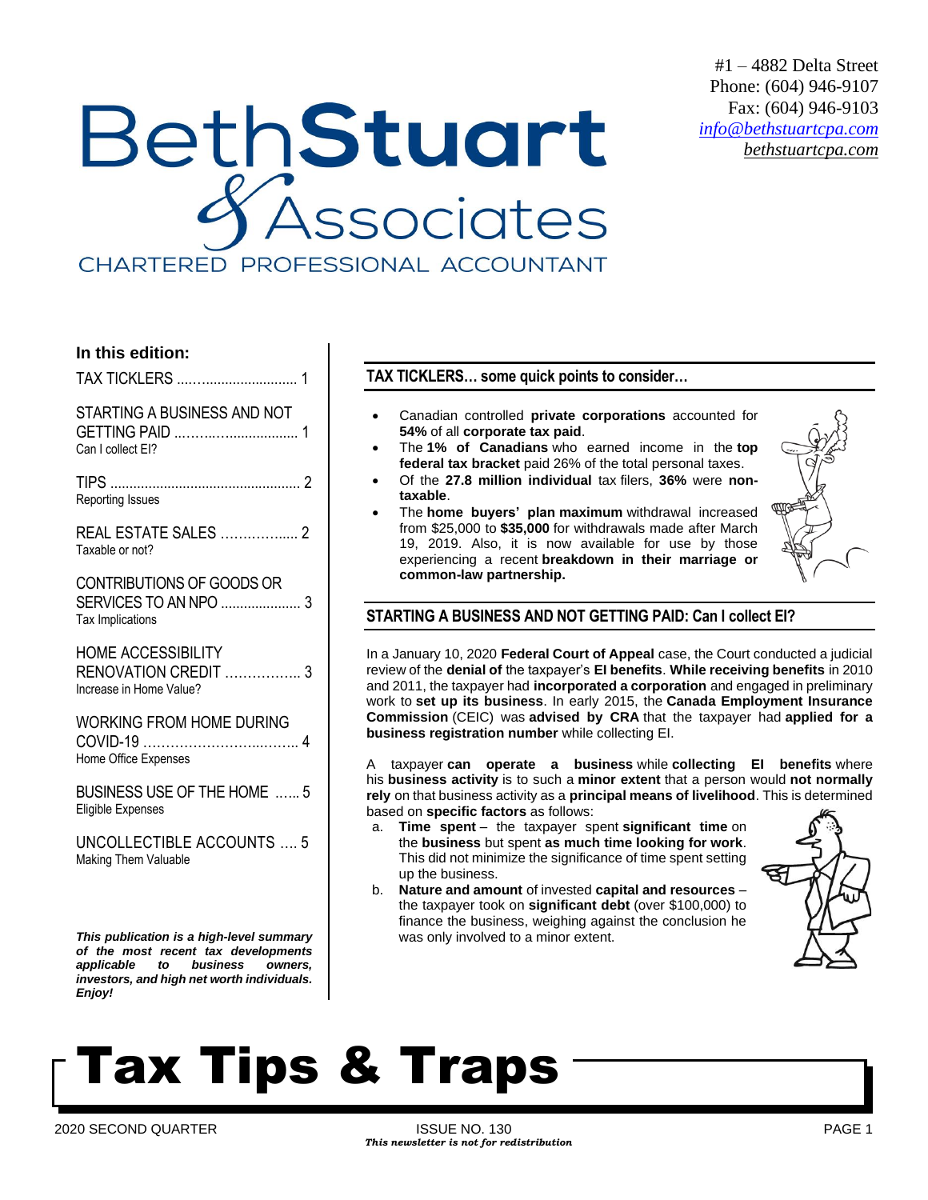#1 – 4882 Delta Street
Phone: (604) 946-9107
Fax: (604) 946-9103
info@bethstuartcpa.com
bethstuartcpa.com

# Beth Stuart & Associates

CHARTERED PROFESSIONAL ACCOUNTANT

**In this edition:**

- TAX TICKLERS .... 1
- STARTING A BUSINESS AND NOT GETTING PAID .... 1
  Can I collect EI?
- TIPS .... 2
  Reporting Issues
- REAL ESTATE SALES .... 2
  Taxable or not?
- CONTRIBUTIONS OF GOODS OR SERVICES TO AN NPO .... 3
  Tax Implications
- HOME ACCESSIBILITY RENOVATION CREDIT .... 3
  Increase in Home Value?
- WORKING FROM HOME DURING COVID-19 .... 4
  Home Office Expenses
- BUSINESS USE OF THE HOME .... 5
  Eligible Expenses
- UNCOLLECTIBLE ACCOUNTS .... 5
  Making Them Valuable

***This publication is a high-level summary of the most recent tax developments applicable to business owners, investors, and high net worth individuals. Enjoy!***

## TAX TICKLERS… some quick points to consider…

- Canadian controlled **private corporations** accounted for **54%** of all **corporate tax paid**.
- The **1% of Canadians** who earned income in the **top federal tax bracket** paid 26% of the total personal taxes.
- Of the **27.8 million individual** tax filers, **36%** were **non-taxable**.
- The **home buyers' plan maximum** withdrawal increased from $25,000 to **$35,000** for withdrawals made after March 19, 2019. Also, it is now available for use by those experiencing a recent **breakdown in their marriage or common-law partnership.**

## STARTING A BUSINESS AND NOT GETTING PAID: Can I collect EI?

In a January 10, 2020 **Federal Court of Appeal** case, the Court conducted a judicial review of the **denial of** the taxpayer's **EI benefits**. **While receiving benefits** in 2010 and 2011, the taxpayer had **incorporated a corporation** and engaged in preliminary work to **set up its business**. In early 2015, the **Canada Employment Insurance Commission** (CEIC) was **advised by CRA** that the taxpayer had **applied for a business registration number** while collecting EI.

A taxpayer **can operate a business** while **collecting EI benefits** where his **business activity** is to such a **minor extent** that a person would **not normally rely** on that business activity as a **principal means of livelihood**. This is determined based on **specific factors** as follows:

a. **Time spent** – the taxpayer spent **significant time** on the **business** but spent **as much time looking for work**. This did not minimize the significance of time spent setting up the business.
b. **Nature and amount** of invested **capital and resources** – the taxpayer took on **significant debt** (over $100,000) to finance the business, weighing against the conclusion he was only involved to a minor extent.

# Tax Tips & Traps

2020 SECOND QUARTER — ISSUE NO. 130

***This newsletter is not for redistribution***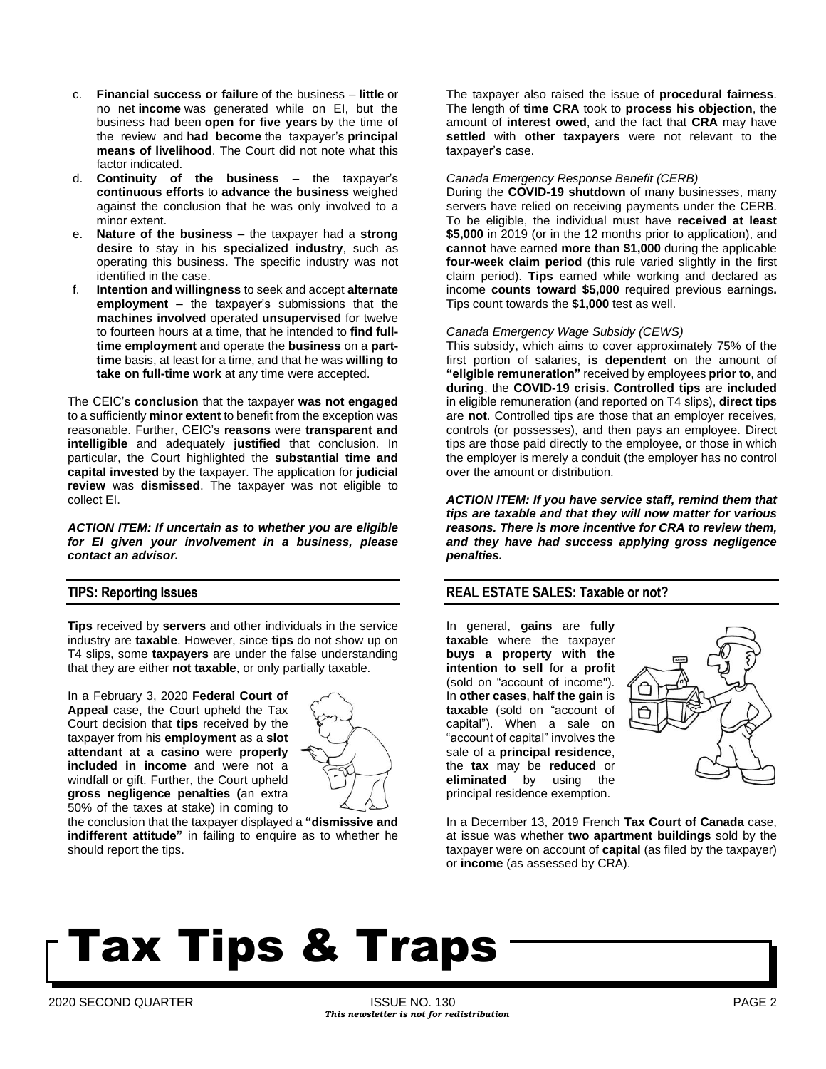c. **Financial success or failure** of the business – **little** or no net **income** was generated while on EI, but the business had been **open for five years** by the time of the review and **had become** the taxpayer's **principal means of livelihood**. The Court did not note what this factor indicated.
d. **Continuity of the business** – the taxpayer's **continuous efforts** to **advance the business** weighed against the conclusion that he was only involved to a minor extent.
e. **Nature of the business** – the taxpayer had a **strong desire** to stay in his **specialized industry**, such as operating this business. The specific industry was not identified in the case.
f. **Intention and willingness** to seek and accept **alternate employment** – the taxpayer's submissions that the **machines involved** operated **unsupervised** for twelve to fourteen hours at a time, that he intended to **find full-time employment** and operate the **business** on a **part-time** basis, at least for a time, and that he was **willing to take on full-time work** at any time were accepted.

The CEIC's **conclusion** that the taxpayer **was not engaged** to a sufficiently **minor extent** to benefit from the exception was reasonable. Further, CEIC's **reasons** were **transparent and intelligible** and adequately **justified** that conclusion. In particular, the Court highlighted the **substantial time and capital invested** by the taxpayer. The application for **judicial review** was **dismissed**. The taxpayer was not eligible to collect EI.

***ACTION ITEM: If uncertain as to whether you are eligible for EI given your involvement in a business, please contact an advisor.***

## TIPS: Reporting Issues

**Tips** received by **servers** and other individuals in the service industry are **taxable**. However, since **tips** do not show up on T4 slips, some **taxpayers** are under the false understanding that they are either **not taxable**, or only partially taxable.

In a February 3, 2020 **Federal Court of Appeal** case, the Court upheld the Tax Court decision that **tips** received by the taxpayer from his **employment** as a **slot attendant at a casino** were **properly included in income** and were not a windfall or gift. Further, the Court upheld **gross negligence penalties (**an extra 50% of the taxes at stake) in coming to the conclusion that the taxpayer displayed a **"dismissive and indifferent attitude"** in failing to enquire as to whether he should report the tips.

The taxpayer also raised the issue of **procedural fairness**. The length of **time CRA** took to **process his objection**, the amount of **interest owed**, and the fact that **CRA** may have **settled** with **other taxpayers** were not relevant to the taxpayer's case.

*Canada Emergency Response Benefit (CERB)*

During the **COVID-19 shutdown** of many businesses, many servers have relied on receiving payments under the CERB. To be eligible, the individual must have **received at least $5,000** in 2019 (or in the 12 months prior to application), and **cannot** have earned **more than $1,000** during the applicable **four-week claim period** (this rule varied slightly in the first claim period). **Tips** earned while working and declared as income **counts toward $5,000** required previous earnings**.** Tips count towards the **$1,000** test as well.

*Canada Emergency Wage Subsidy (CEWS)*

This subsidy, which aims to cover approximately 75% of the first portion of salaries, **is dependent** on the amount of **"eligible remuneration"** received by employees **prior to**, and **during**, the **COVID-19 crisis. Controlled tips** are **included** in eligible remuneration (and reported on T4 slips), **direct tips** are **not**. Controlled tips are those that an employer receives, controls (or possesses), and then pays an employee. Direct tips are those paid directly to the employee, or those in which the employer is merely a conduit (the employer has no control over the amount or distribution.

***ACTION ITEM: If you have service staff, remind them that tips are taxable and that they will now matter for various reasons. There is more incentive for CRA to review them, and they have had success applying gross negligence penalties.***

## REAL ESTATE SALES: Taxable or not?

In general, **gains** are **fully taxable** where the taxpayer **buys a property with the intention to sell** for a **profit** (sold on "account of income"). In **other cases**, **half the gain** is **taxable** (sold on "account of capital"). When a sale on "account of capital" involves the sale of a **principal residence**, the **tax** may be **reduced** or **eliminated** by using the principal residence exemption.

In a December 13, 2019 French **Tax Court of Canada** case, at issue was whether **two apartment buildings** sold by the taxpayer were on account of **capital** (as filed by the taxpayer) or **income** (as assessed by CRA).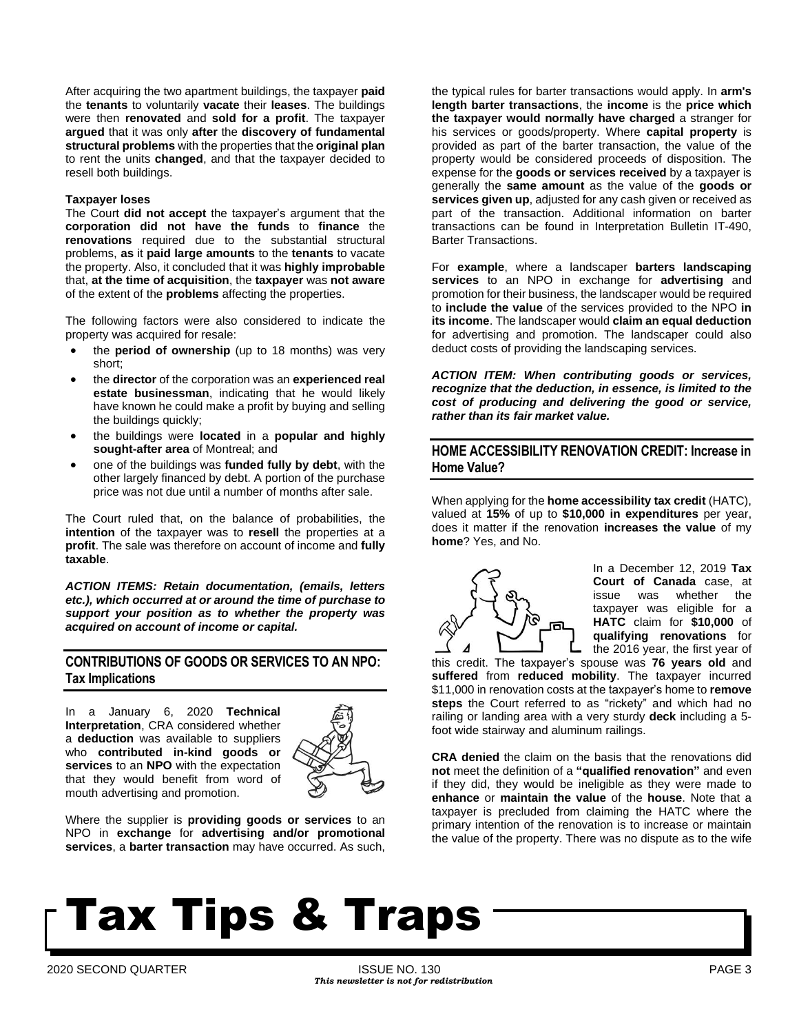After acquiring the two apartment buildings, the taxpayer **paid** the **tenants** to voluntarily **vacate** their **leases**. The buildings were then **renovated** and **sold for a profit**. The taxpayer **argued** that it was only **after** the **discovery of fundamental structural problems** with the properties that the **original plan** to rent the units **changed**, and that the taxpayer decided to resell both buildings.

**Taxpayer loses**

The Court **did not accept** the taxpayer's argument that the **corporation did not have the funds** to **finance** the **renovations** required due to the substantial structural problems, **as** it **paid large amounts** to the **tenants** to vacate the property. Also, it concluded that it was **highly improbable** that, **at the time of acquisition**, the **taxpayer** was **not aware** of the extent of the **problems** affecting the properties.

The following factors were also considered to indicate the property was acquired for resale:

- the **period of ownership** (up to 18 months) was very short;
- the **director** of the corporation was an **experienced real estate businessman**, indicating that he would likely have known he could make a profit by buying and selling the buildings quickly;
- the buildings were **located** in a **popular and highly sought-after area** of Montreal; and
- one of the buildings was **funded fully by debt**, with the other largely financed by debt. A portion of the purchase price was not due until a number of months after sale.

The Court ruled that, on the balance of probabilities, the **intention** of the taxpayer was to **resell** the properties at a **profit**. The sale was therefore on account of income and **fully taxable**.

***ACTION ITEMS: Retain documentation, (emails, letters etc.), which occurred at or around the time of purchase to support your position as to whether the property was acquired on account of income or capital.***

## CONTRIBUTIONS OF GOODS OR SERVICES TO AN NPO: Tax Implications

In a January 6, 2020 **Technical Interpretation**, CRA considered whether a **deduction** was available to suppliers who **contributed in-kind goods or services** to an **NPO** with the expectation that they would benefit from word of mouth advertising and promotion.

Where the supplier is **providing goods or services** to an NPO in **exchange** for **advertising and/or promotional services**, a **barter transaction** may have occurred. As such, the typical rules for barter transactions would apply. In **arm's length barter transactions**, the **income** is the **price which the taxpayer would normally have charged** a stranger for his services or goods/property. Where **capital property** is provided as part of the barter transaction, the value of the property would be considered proceeds of disposition. The expense for the **goods or services received** by a taxpayer is generally the **same amount** as the value of the **goods or services given up**, adjusted for any cash given or received as part of the transaction. Additional information on barter transactions can be found in Interpretation Bulletin IT-490, Barter Transactions.

For **example**, where a landscaper **barters landscaping services** to an NPO in exchange for **advertising** and promotion for their business, the landscaper would be required to **include the value** of the services provided to the NPO **in its income**. The landscaper would **claim an equal deduction** for advertising and promotion. The landscaper could also deduct costs of providing the landscaping services.

***ACTION ITEM: When contributing goods or services, recognize that the deduction, in essence, is limited to the cost of producing and delivering the good or service, rather than its fair market value.***

## HOME ACCESSIBILITY RENOVATION CREDIT: Increase in Home Value?

When applying for the **home accessibility tax credit** (HATC), valued at **15%** of up to **$10,000 in expenditures** per year, does it matter if the renovation **increases the value** of my **home**? Yes, and No.

In a December 12, 2019 **Tax Court of Canada** case, at issue was whether the taxpayer was eligible for a **HATC** claim for **$10,000** of **qualifying renovations** for the 2016 year, the first year of this credit. The taxpayer's spouse was **76 years old** and **suffered** from **reduced mobility**. The taxpayer incurred $11,000 in renovation costs at the taxpayer's home to **remove steps** the Court referred to as "rickety" and which had no railing or landing area with a very sturdy **deck** including a 5-foot wide stairway and aluminum railings.

**CRA denied** the claim on the basis that the renovations did **not** meet the definition of a **"qualified renovation"** and even if they did, they would be ineligible as they were made to **enhance** or **maintain the value** of the **house**. Note that a taxpayer is precluded from claiming the HATC where the primary intention of the renovation is to increase or maintain the value of the property. There was no dispute as to the wife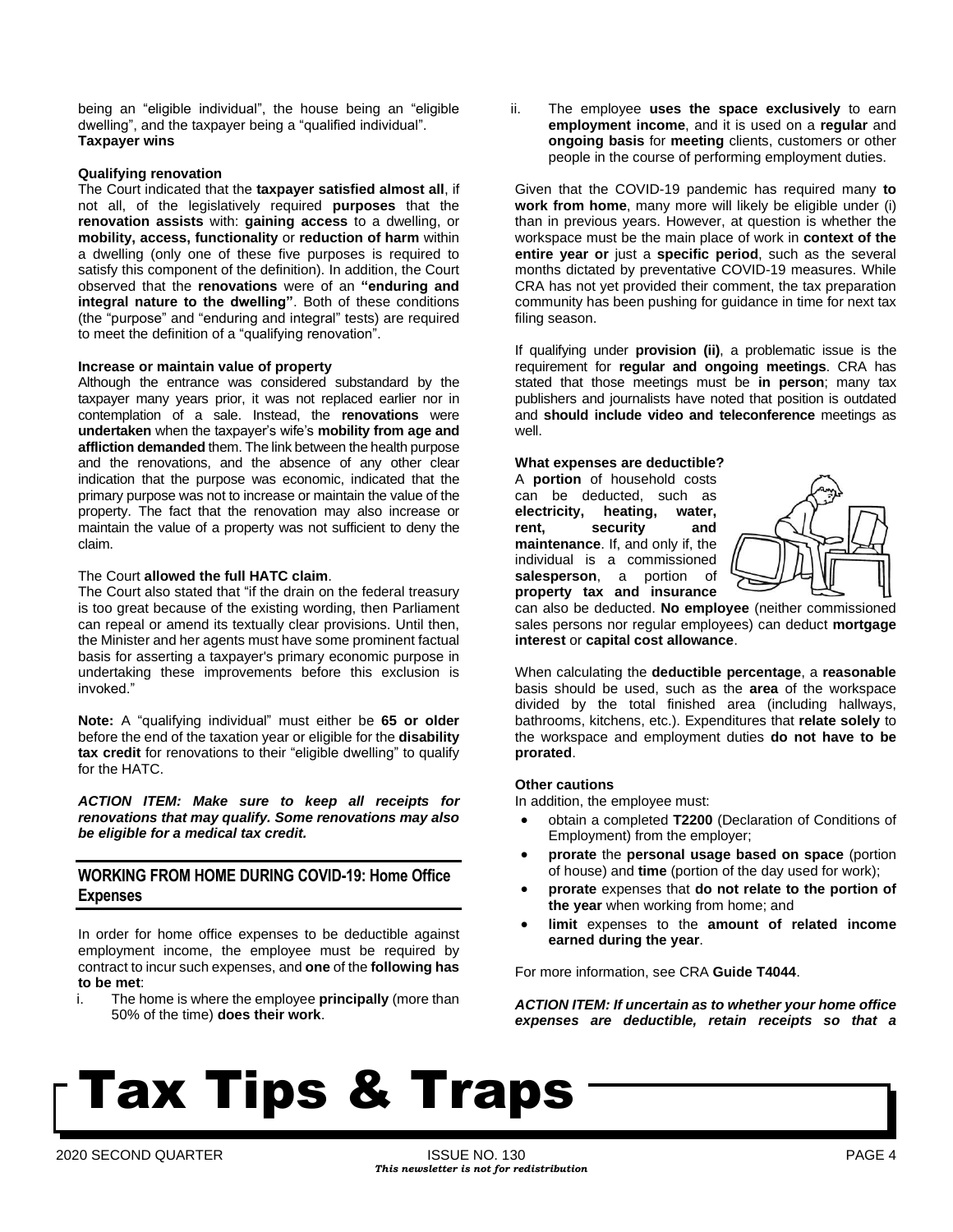being an "eligible individual", the house being an "eligible dwelling", and the taxpayer being a "qualified individual".
**Taxpayer wins**

**Qualifying renovation**

The Court indicated that the **taxpayer satisfied almost all**, if not all, of the legislatively required **purposes** that the **renovation assists** with: **gaining access** to a dwelling, or **mobility, access, functionality** or **reduction of harm** within a dwelling (only one of these five purposes is required to satisfy this component of the definition). In addition, the Court observed that the **renovations** were of an **"enduring and integral nature to the dwelling"**. Both of these conditions (the "purpose" and "enduring and integral" tests) are required to meet the definition of a "qualifying renovation".

**Increase or maintain value of property**

Although the entrance was considered substandard by the taxpayer many years prior, it was not replaced earlier nor in contemplation of a sale. Instead, the **renovations** were **undertaken** when the taxpayer's wife's **mobility from age and affliction demanded** them. The link between the health purpose and the renovations, and the absence of any other clear indication that the purpose was economic, indicated that the primary purpose was not to increase or maintain the value of the property. The fact that the renovation may also increase or maintain the value of a property was not sufficient to deny the claim.

The Court **allowed the full HATC claim**.

The Court also stated that "if the drain on the federal treasury is too great because of the existing wording, then Parliament can repeal or amend its textually clear provisions. Until then, the Minister and her agents must have some prominent factual basis for asserting a taxpayer's primary economic purpose in undertaking these improvements before this exclusion is invoked."

**Note:** A "qualifying individual" must either be **65 or older** before the end of the taxation year or eligible for the **disability tax credit** for renovations to their "eligible dwelling" to qualify for the HATC.

***ACTION ITEM: Make sure to keep all receipts for renovations that may qualify. Some renovations may also be eligible for a medical tax credit.***

## WORKING FROM HOME DURING COVID-19: Home Office Expenses

In order for home office expenses to be deductible against employment income, the employee must be required by contract to incur such expenses, and **one** of the **following has to be met**:

i. The home is where the employee **principally** (more than 50% of the time) **does their work**.

ii. The employee **uses the space exclusively** to earn **employment income**, and it is used on a **regular** and **ongoing basis** for **meeting** clients, customers or other people in the course of performing employment duties.

Given that the COVID-19 pandemic has required many **to work from home**, many more will likely be eligible under (i) than in previous years. However, at question is whether the workspace must be the main place of work in **context of the entire year or** just a **specific period**, such as the several months dictated by preventative COVID-19 measures. While CRA has not yet provided their comment, the tax preparation community has been pushing for guidance in time for next tax filing season.

If qualifying under **provision (ii)**, a problematic issue is the requirement for **regular and ongoing meetings**. CRA has stated that those meetings must be **in person**; many tax publishers and journalists have noted that position is outdated and **should include video and teleconference** meetings as well.

**What expenses are deductible?**

A **portion** of household costs can be deducted, such as **electricity, heating, water, rent, security and maintenance**. If, and only if, the individual is a commissioned **salesperson**, a portion of **property tax and insurance** can also be deducted. **No employee** (neither commissioned sales persons nor regular employees) can deduct **mortgage interest** or **capital cost allowance**.

When calculating the **deductible percentage**, a **reasonable** basis should be used, such as the **area** of the workspace divided by the total finished area (including hallways, bathrooms, kitchens, etc.). Expenditures that **relate solely** to the workspace and employment duties **do not have to be prorated**.

**Other cautions**

In addition, the employee must:

- obtain a completed **T2200** (Declaration of Conditions of Employment) from the employer;
- **prorate** the **personal usage based on space** (portion of house) and **time** (portion of the day used for work);
- **prorate** expenses that **do not relate to the portion of the year** when working from home; and
- **limit** expenses to the **amount of related income earned during the year**.

For more information, see CRA **Guide T4044**.

***ACTION ITEM: If uncertain as to whether your home office expenses are deductible, retain receipts so that a***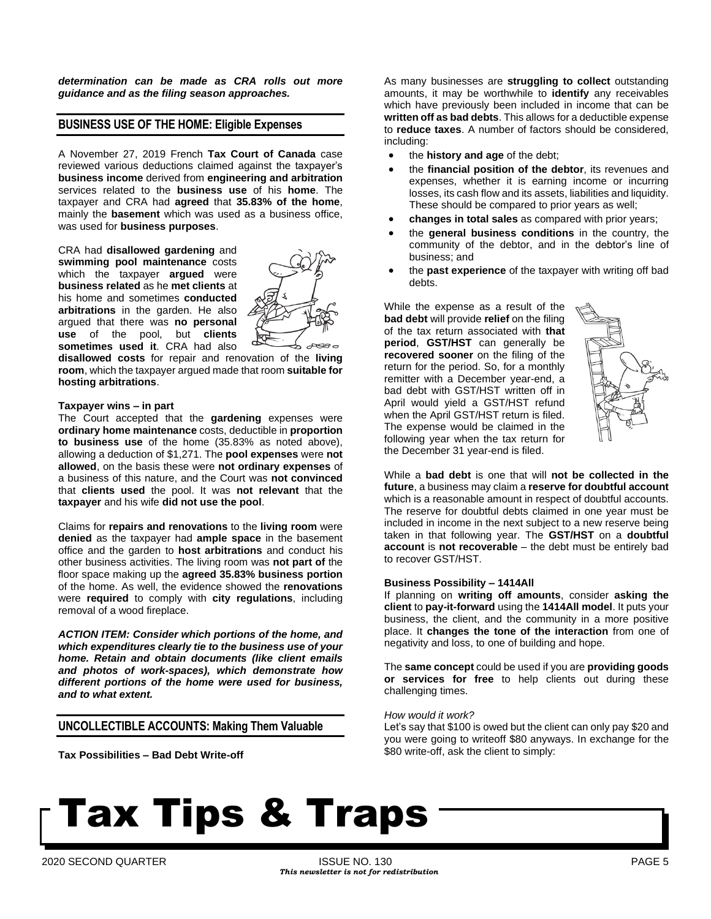***determination can be made as CRA rolls out more guidance and as the filing season approaches.***

## BUSINESS USE OF THE HOME: Eligible Expenses

A November 27, 2019 French **Tax Court of Canada** case reviewed various deductions claimed against the taxpayer's **business income** derived from **engineering and arbitration** services related to the **business use** of his **home**. The taxpayer and CRA had **agreed** that **35.83% of the home**, mainly the **basement** which was used as a business office, was used for **business purposes**.

CRA had **disallowed gardening** and **swimming pool maintenance** costs which the taxpayer **argued** were **business related** as he **met clients** at his home and sometimes **conducted arbitrations** in the garden. He also argued that there was **no personal use** of the pool, but **clients sometimes used it**. CRA had also **disallowed costs** for repair and renovation of the **living room**, which the taxpayer argued made that room **suitable for hosting arbitrations**.

**Taxpayer wins – in part**

The Court accepted that the **gardening** expenses were **ordinary home maintenance** costs, deductible in **proportion to business use** of the home (35.83% as noted above), allowing a deduction of $1,271. The **pool expenses** were **not allowed**, on the basis these were **not ordinary expenses** of a business of this nature, and the Court was **not convinced** that **clients used** the pool. It was **not relevant** that the **taxpayer** and his wife **did not use the pool**.

Claims for **repairs and renovations** to the **living room** were **denied** as the taxpayer had **ample space** in the basement office and the garden to **host arbitrations** and conduct his other business activities. The living room was **not part of** the floor space making up the **agreed 35.83% business portion** of the home. As well, the evidence showed the **renovations** were **required** to comply with **city regulations**, including removal of a wood fireplace.

***ACTION ITEM: Consider which portions of the home, and which expenditures clearly tie to the business use of your home. Retain and obtain documents (like client emails and photos of work-spaces), which demonstrate how different portions of the home were used for business, and to what extent.***

## UNCOLLECTIBLE ACCOUNTS: Making Them Valuable

**Tax Possibilities – Bad Debt Write-off**

As many businesses are **struggling to collect** outstanding amounts, it may be worthwhile to **identify** any receivables which have previously been included in income that can be **written off as bad debts**. This allows for a deductible expense to **reduce taxes**. A number of factors should be considered, including:

- the **history and age** of the debt;
- the **financial position of the debtor**, its revenues and expenses, whether it is earning income or incurring losses, its cash flow and its assets, liabilities and liquidity. These should be compared to prior years as well;
- **changes in total sales** as compared with prior years;
- the **general business conditions** in the country, the community of the debtor, and in the debtor's line of business; and
- the **past experience** of the taxpayer with writing off bad debts.

While the expense as a result of the **bad debt** will provide **relief** on the filing of the tax return associated with **that period**, **GST/HST** can generally be **recovered sooner** on the filing of the return for the period. So, for a monthly remitter with a December year-end, a bad debt with GST/HST written off in April would yield a GST/HST refund when the April GST/HST return is filed. The expense would be claimed in the following year when the tax return for the December 31 year-end is filed.

While a **bad debt** is one that will **not be collected in the future**, a business may claim a **reserve for doubtful account** which is a reasonable amount in respect of doubtful accounts. The reserve for doubtful debts claimed in one year must be included in income in the next subject to a new reserve being taken in that following year. The **GST/HST** on a **doubtful account** is **not recoverable** – the debt must be entirely bad to recover GST/HST.

**Business Possibility – 1414All**

If planning on **writing off amounts**, consider **asking the client** to **pay-it-forward** using the **1414All model**. It puts your business, the client, and the community in a more positive place. It **changes the tone of the interaction** from one of negativity and loss, to one of building and hope.

The **same concept** could be used if you are **providing goods or services for free** to help clients out during these challenging times.

*How would it work?*

Let's say that $100 is owed but the client can only pay $20 and you were going to writeoff $80 anyways. In exchange for the $80 write-off, ask the client to simply: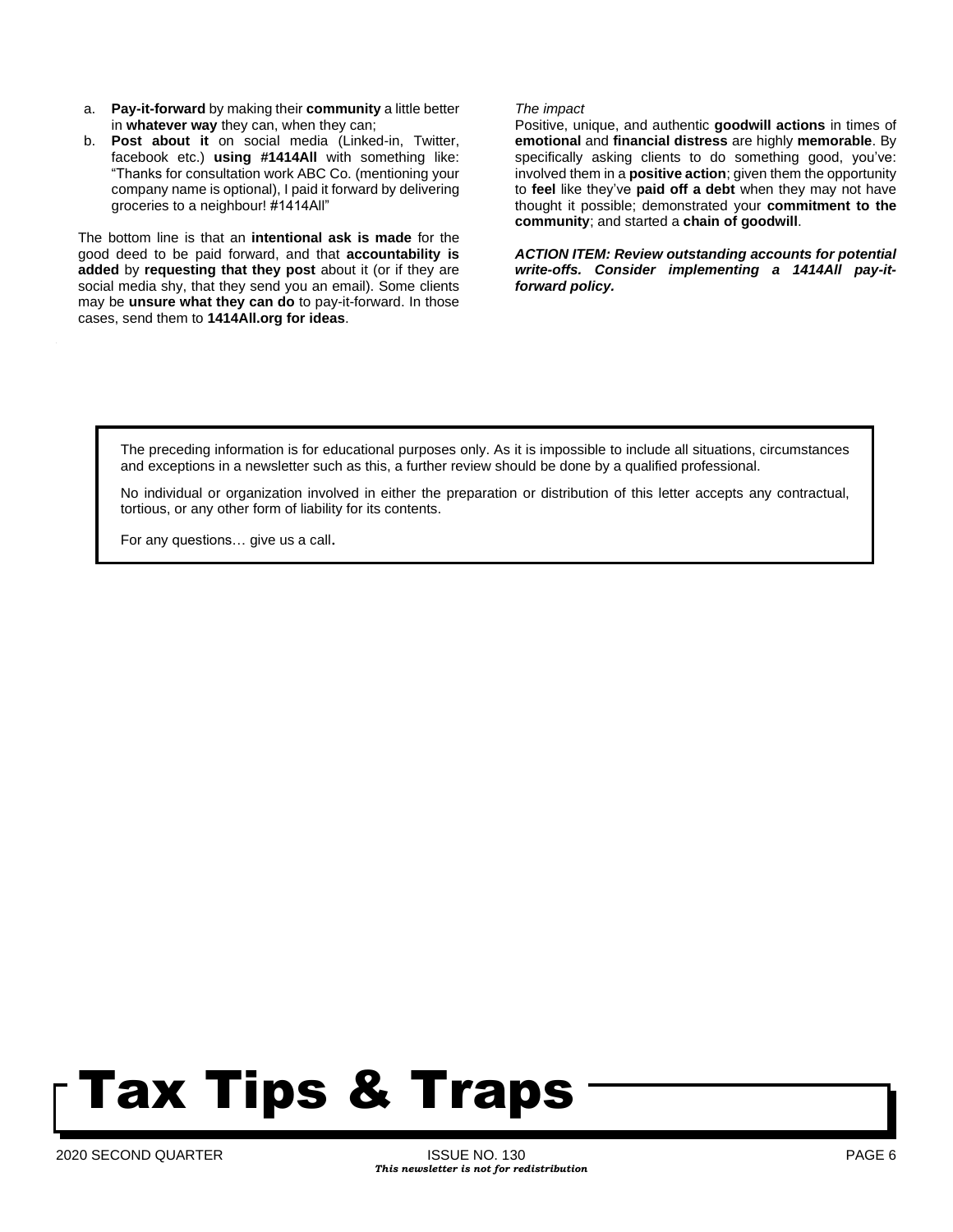a. **Pay-it-forward** by making their **community** a little better in **whatever way** they can, when they can;
b. **Post about it** on social media (Linked-in, Twitter, facebook etc.) **using #1414All** with something like: "Thanks for consultation work ABC Co. (mentioning your company name is optional), I paid it forward by delivering groceries to a neighbour! #1414All"

The bottom line is that an **intentional ask is made** for the good deed to be paid forward, and that **accountability is added** by **requesting that they post** about it (or if they are social media shy, that they send you an email). Some clients may be **unsure what they can do** to pay-it-forward. In those cases, send them to **1414All.org for ideas**.

*The impact*

Positive, unique, and authentic **goodwill actions** in times of **emotional** and **financial distress** are highly **memorable**. By specifically asking clients to do something good, you've: involved them in a **positive action**; given them the opportunity to **feel** like they've **paid off a debt** when they may not have thought it possible; demonstrated your **commitment to the community**; and started a **chain of goodwill**.

***ACTION ITEM: Review outstanding accounts for potential write-offs. Consider implementing a 1414All pay-it-forward policy.***

The preceding information is for educational purposes only. As it is impossible to include all situations, circumstances and exceptions in a newsletter such as this, a further review should be done by a qualified professional.

No individual or organization involved in either the preparation or distribution of this letter accepts any contractual, tortious, or any other form of liability for its contents.

For any questions… give us a call.